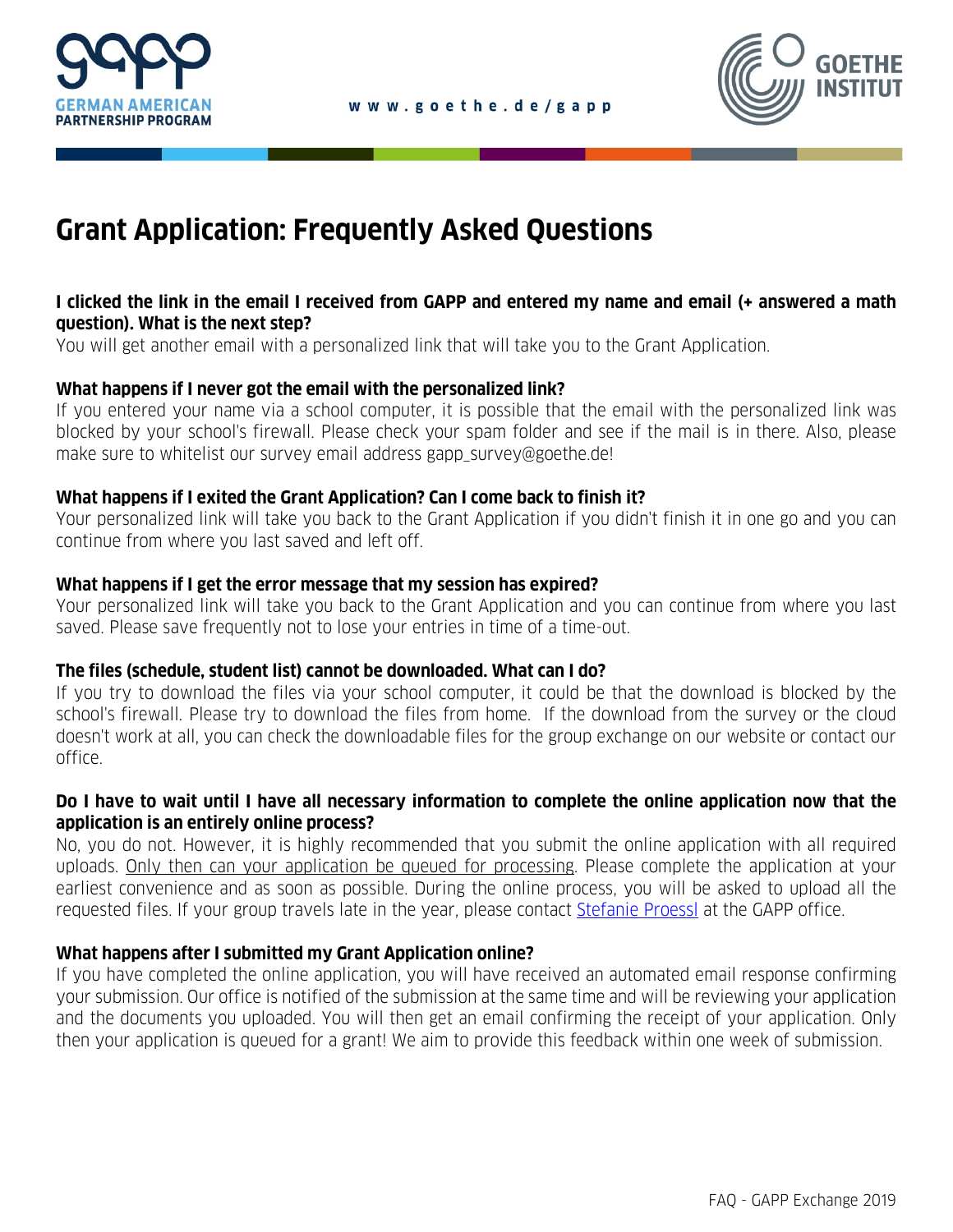GERMAN AMERICAN PARTNERSHIP PROGRAM

www.goethe.de/gapp

GOETHE INSTITUT

# Grant Application: Frequently Asked Questions

**I clicked the link in the email I received from GAPP and entered my name and email (+ answered a math question). What is the next step?**
You will get another email with a personalized link that will take you to the Grant Application.

**What happens if I never got the email with the personalized link?**
If you entered your name via a school computer, it is possible that the email with the personalized link was blocked by your school's firewall. Please check your spam folder and see if the mail is in there. Also, please make sure to whitelist our survey email address gapp_survey@goethe.de!

**What happens if I exited the Grant Application? Can I come back to finish it?**
Your personalized link will take you back to the Grant Application if you didn't finish it in one go and you can continue from where you last saved and left off.

**What happens if I get the error message that my session has expired?**
Your personalized link will take you back to the Grant Application and you can continue from where you last saved. Please save frequently not to lose your entries in time of a time-out.

**The files (schedule, student list) cannot be downloaded. What can I do?**
If you try to download the files via your school computer, it could be that the download is blocked by the school's firewall. Please try to download the files from home. If the download from the survey or the cloud doesn't work at all, you can check the downloadable files for the group exchange on our website or contact our office.

**Do I have to wait until I have all necessary information to complete the online application now that the application is an entirely online process?**
No, you do not. However, it is highly recommended that you submit the online application with all required uploads. Only then can your application be queued for processing. Please complete the application at your earliest convenience and as soon as possible. During the online process, you will be asked to upload all the requested files. If your group travels late in the year, please contact Stefanie Proessl at the GAPP office.

**What happens after I submitted my Grant Application online?**
If you have completed the online application, you will have received an automated email response confirming your submission. Our office is notified of the submission at the same time and will be reviewing your application and the documents you uploaded. You will then get an email confirming the receipt of your application. Only then your application is queued for a grant! We aim to provide this feedback within one week of submission.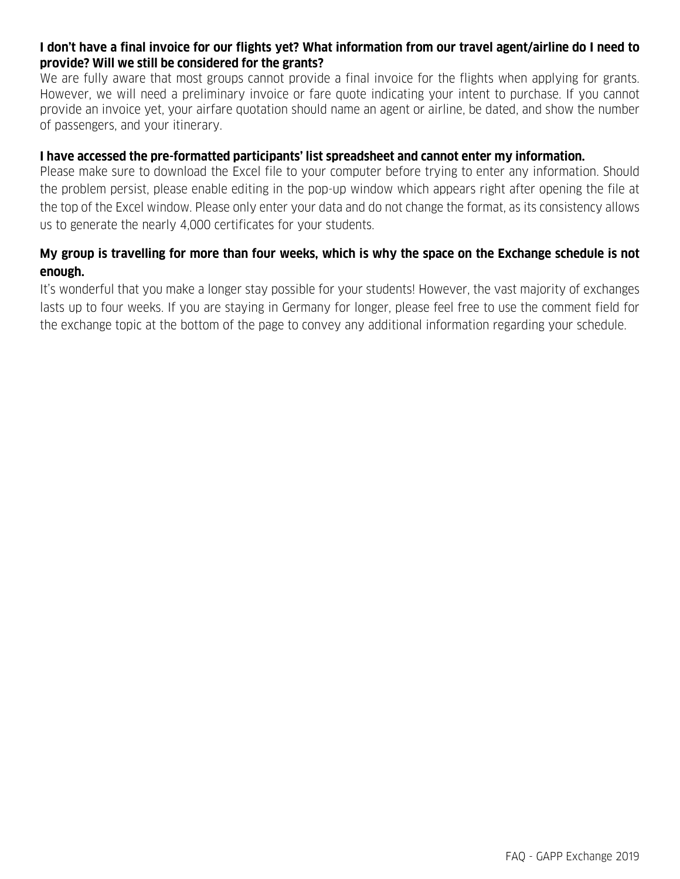**I don't have a final invoice for our flights yet? What information from our travel agent/airline do I need to provide? Will we still be considered for the grants?**

We are fully aware that most groups cannot provide a final invoice for the flights when applying for grants. However, we will need a preliminary invoice or fare quote indicating your intent to purchase. If you cannot provide an invoice yet, your airfare quotation should name an agent or airline, be dated, and show the number of passengers, and your itinerary.

**I have accessed the pre-formatted participants' list spreadsheet and cannot enter my information.**

Please make sure to download the Excel file to your computer before trying to enter any information. Should the problem persist, please enable editing in the pop-up window which appears right after opening the file at the top of the Excel window. Please only enter your data and do not change the format, as its consistency allows us to generate the nearly 4,000 certificates for your students.

**My group is travelling for more than four weeks, which is why the space on the Exchange schedule is not enough.**

It's wonderful that you make a longer stay possible for your students! However, the vast majority of exchanges lasts up to four weeks. If you are staying in Germany for longer, please feel free to use the comment field for the exchange topic at the bottom of the page to convey any additional information regarding your schedule.